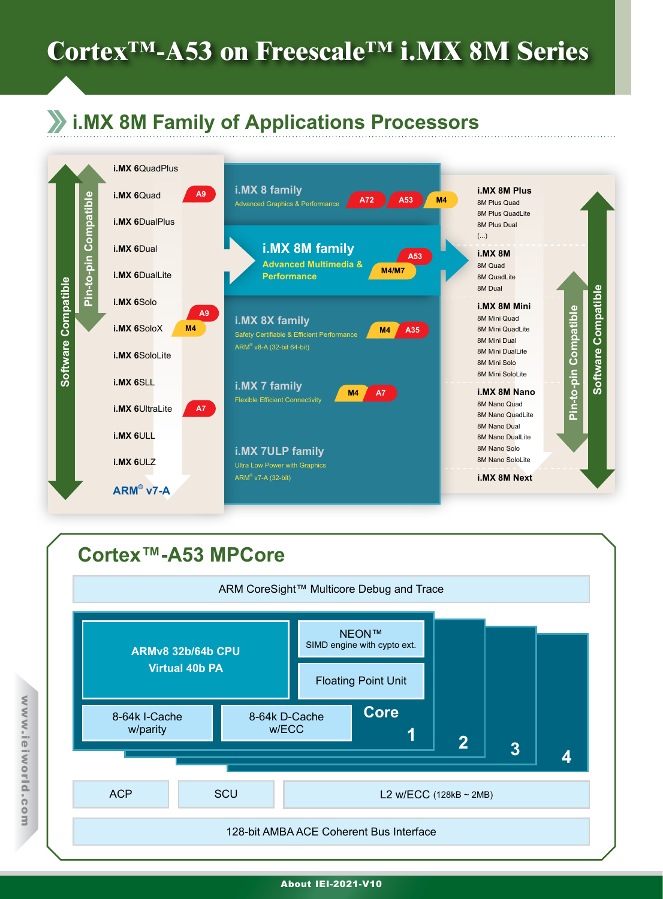# Cortex™-A53 on Freescale™ i.MX 8M Series

## i.MX 8M Family of Applications Processors

Software Compatible
Pin-to-pin Compatible

- i.MX 6QuadPlus
- i.MX 6Quad — A9
- i.MX 6DualPlus
- i.MX 6Dual
- i.MX 6DualLite
- i.MX 6Solo
- i.MX 6SoloX — A9, M4
- i.MX 6SoloLite
- i.MX 6SLL
- i.MX 6UltraLite — A7
- i.MX 6ULL
- i.MX 6ULZ

ARM® v7-A

**i.MX 8 family** — Advanced Graphics & Performance — A72, A53, M4

**i.MX 8M family** — Advanced Multimedia & Performance — A53, M4/M7

**i.MX 8X family** — Safety Certifiable & Efficient Performance — ARM® v8-A (32-bit 64-bit) — M4, A35

**i.MX 7 family** — Flexible Efficient Connectivity — M4, A7

**i.MX 7ULP family** — Ultra Low Power with Graphics — ARM® v7-A (32-bit)

**i.MX 8M Plus**
- 8M Plus Quad
- 8M Plus QuadLite
- 8M Plus Dual
- (...)

**i.MX 8M**
- 8M Quad
- 8M QuadLite
- 8M Dual

**i.MX 8M Mini**
- 8M Mini Quad
- 8M Mini QuadLite
- 8M Mini Dual
- 8M Mini DualLite
- 8M Mini Solo
- 8M Mini SoloLite

**i.MX 8M Nano**
- 8M Nano Quad
- 8M Nano QuadLite
- 8M Nano Dual
- 8M Nano DualLite
- 8M Nano Solo
- 8M Nano SoloLite

**i.MX 8M Next**

Pin-to-pin Compatible
Software Compatible

## Cortex™-A53 MPCore

- ARM CoreSight™ Multicore Debug and Trace
- Core 1 / 2 / 3 / 4:
  - ARMv8 32b/64b CPU, Virtual 40b PA
  - NEON™ SIMD engine with cypto ext.
  - Floating Point Unit
  - 8-64k I-Cache w/parity
  - 8-64k D-Cache w/ECC
- ACP
- SCU
- L2 w/ECC (128kB ~ 2MB)
- 128-bit AMBA ACE Coherent Bus Interface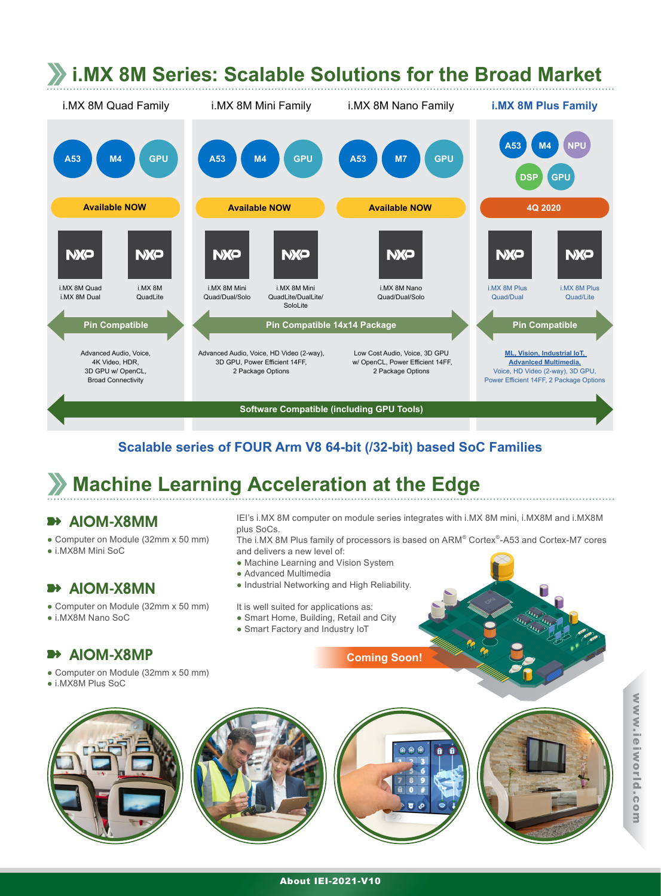# i.MX 8M Series: Scalable Solutions for the Broad Market

i.MX 8M Quad Family

A53 M4 GPU

Available NOW

i.MX 8M Quad
i.MX 8M Dual

i.MX 8M
QuadLite

Pin Compatible

Advanced Audio, Voice, 4K Video, HDR, 3D GPU w/ OpenCL, Broad Connectivity

i.MX 8M Mini Family

A53 M4 GPU

Available NOW

i.MX 8M Mini
Quad/Dual/Solo

i.MX 8M Mini
QuadLite/DualLite/
SoloLite

Advanced Audio, Voice, HD Video (2-way), 3D GPU, Power Efficient 14FF, 2 Package Options

i.MX 8M Nano Family

A53 M7 GPU

Available NOW

i.MX 8M Nano
Quad/Dual/Solo

Pin Compatible 14x14 Package

Low Cost Audio, Voice, 3D GPU w/ OpenCL, Power Efficient 14FF, 2 Package Options

i.MX 8M Plus Family

A53 M4 NPU DSP GPU

4Q 2020

i.MX 8M Plus
Quad/Dual

i.MX 8M Plus
Quad/Lite

Pin Compatible

ML, Vision, Industrial IoT, Advanlced Multimedia, Voice, HD Video (2-way), 3D GPU, Power Efficient 14FF, 2 Package Options

Software Compatible (including GPU Tools)

**Scalable series of FOUR Arm V8 64-bit (/32-bit) based SoC Families**

# Machine Learning Acceleration at the Edge

## AIOM-X8MM

- Computer on Module (32mm x 50 mm)
- i.MX8M Mini SoC

## AIOM-X8MN

- Computer on Module (32mm x 50 mm)
- i.MX8M Nano SoC

## AIOM-X8MP

- Computer on Module (32mm x 50 mm)
- i.MX8M Plus SoC

IEI's i.MX 8M computer on module series integrates with i.MX 8M mini, i.MX8M and i.MX8M plus SoCs.
The i.MX 8M Plus family of processors is based on ARM® Cortex®-A53 and Cortex-M7 cores and delivers a new level of:

- Machine Learning and Vision System
- Advanced Multimedia
- Industrial Networking and High Reliability.

It is well suited for applications as:

- Smart Home, Building, Retail and City
- Smart Factory and Industry IoT

Coming Soon!